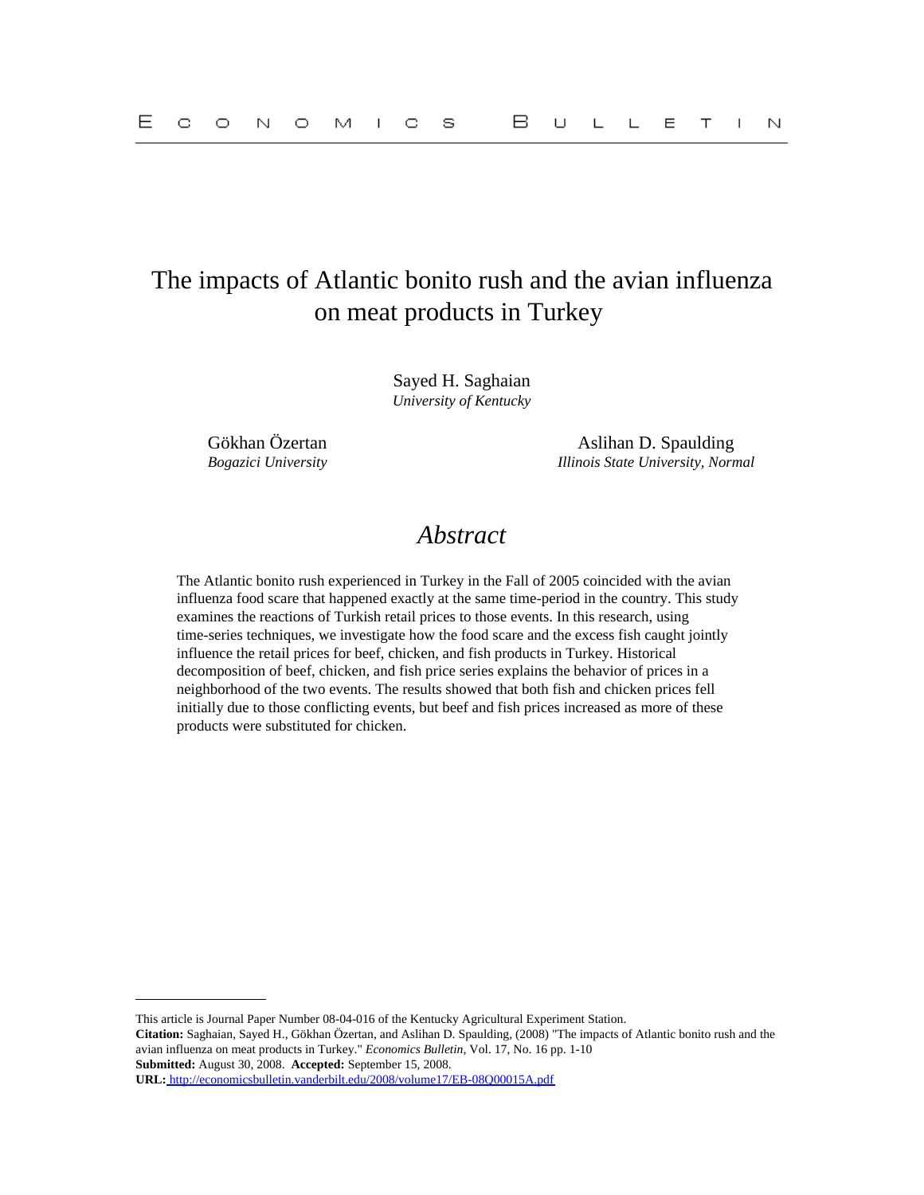# The impacts of Atlantic bonito rush and the avian influenza on meat products in Turkey

Sayed H. Saghaian
*University of Kentucky*

Gökhan Özertan
*Bogazici University*

Aslihan D. Spaulding
*Illinois State University, Normal*

## *Abstract*

The Atlantic bonito rush experienced in Turkey in the Fall of 2005 coincided with the avian influenza food scare that happened exactly at the same time-period in the country. This study examines the reactions of Turkish retail prices to those events. In this research, using time-series techniques, we investigate how the food scare and the excess fish caught jointly influence the retail prices for beef, chicken, and fish products in Turkey. Historical decomposition of beef, chicken, and fish price series explains the behavior of prices in a neighborhood of the two events. The results showed that both fish and chicken prices fell initially due to those conflicting events, but beef and fish prices increased as more of these products were substituted for chicken.

---

This article is Journal Paper Number 08-04-016 of the Kentucky Agricultural Experiment Station.
**Citation:** Saghaian, Sayed H., Gökhan Özertan, and Aslihan D. Spaulding, (2008) "The impacts of Atlantic bonito rush and the avian influenza on meat products in Turkey." *Economics Bulletin,* Vol. 17, No. 16 pp. 1-10
**Submitted:** August 30, 2008. **Accepted:** September 15, 2008.
**URL:** http://economicsbulletin.vanderbilt.edu/2008/volume17/EB-08Q00015A.pdf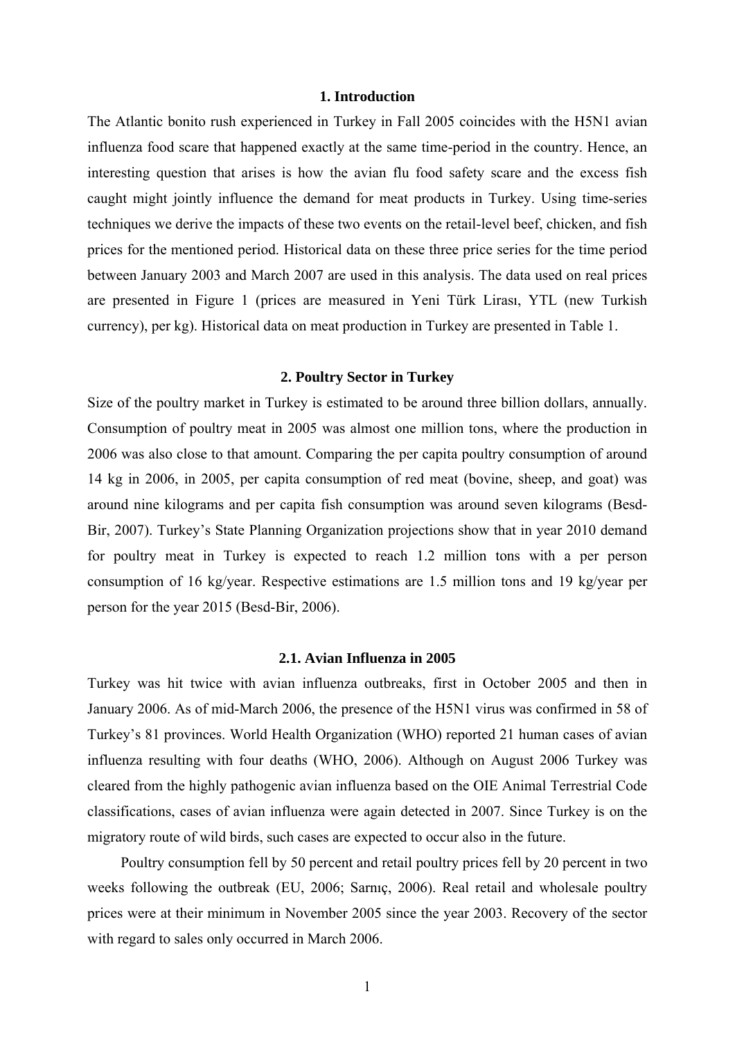## 1. Introduction

The Atlantic bonito rush experienced in Turkey in Fall 2005 coincides with the H5N1 avian influenza food scare that happened exactly at the same time-period in the country. Hence, an interesting question that arises is how the avian flu food safety scare and the excess fish caught might jointly influence the demand for meat products in Turkey. Using time-series techniques we derive the impacts of these two events on the retail-level beef, chicken, and fish prices for the mentioned period. Historical data on these three price series for the time period between January 2003 and March 2007 are used in this analysis. The data used on real prices are presented in Figure 1 (prices are measured in Yeni Türk Lirası, YTL (new Turkish currency), per kg). Historical data on meat production in Turkey are presented in Table 1.

## 2. Poultry Sector in Turkey

Size of the poultry market in Turkey is estimated to be around three billion dollars, annually. Consumption of poultry meat in 2005 was almost one million tons, where the production in 2006 was also close to that amount. Comparing the per capita poultry consumption of around 14 kg in 2006, in 2005, per capita consumption of red meat (bovine, sheep, and goat) was around nine kilograms and per capita fish consumption was around seven kilograms (Besd-Bir, 2007). Turkey's State Planning Organization projections show that in year 2010 demand for poultry meat in Turkey is expected to reach 1.2 million tons with a per person consumption of 16 kg/year. Respective estimations are 1.5 million tons and 19 kg/year per person for the year 2015 (Besd-Bir, 2006).

### 2.1. Avian Influenza in 2005

Turkey was hit twice with avian influenza outbreaks, first in October 2005 and then in January 2006. As of mid-March 2006, the presence of the H5N1 virus was confirmed in 58 of Turkey's 81 provinces. World Health Organization (WHO) reported 21 human cases of avian influenza resulting with four deaths (WHO, 2006). Although on August 2006 Turkey was cleared from the highly pathogenic avian influenza based on the OIE Animal Terrestrial Code classifications, cases of avian influenza were again detected in 2007. Since Turkey is on the migratory route of wild birds, such cases are expected to occur also in the future.

Poultry consumption fell by 50 percent and retail poultry prices fell by 20 percent in two weeks following the outbreak (EU, 2006; Sarnıç, 2006). Real retail and wholesale poultry prices were at their minimum in November 2005 since the year 2003. Recovery of the sector with regard to sales only occurred in March 2006.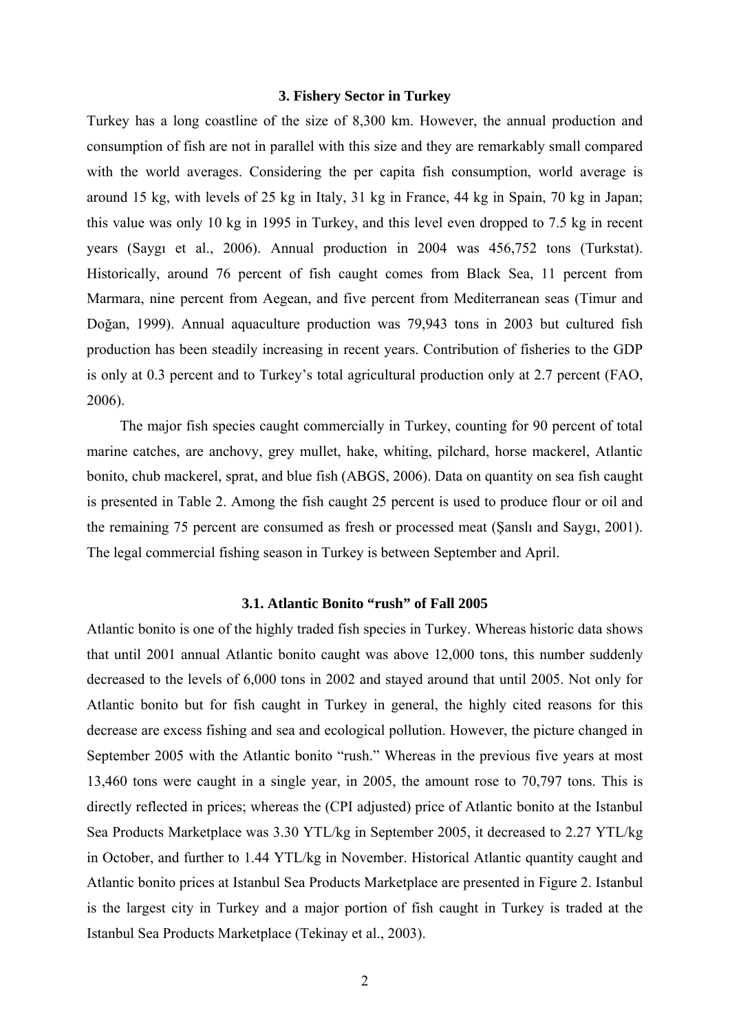## 3. Fishery Sector in Turkey

Turkey has a long coastline of the size of 8,300 km. However, the annual production and consumption of fish are not in parallel with this size and they are remarkably small compared with the world averages. Considering the per capita fish consumption, world average is around 15 kg, with levels of 25 kg in Italy, 31 kg in France, 44 kg in Spain, 70 kg in Japan; this value was only 10 kg in 1995 in Turkey, and this level even dropped to 7.5 kg in recent years (Saygı et al., 2006). Annual production in 2004 was 456,752 tons (Turkstat). Historically, around 76 percent of fish caught comes from Black Sea, 11 percent from Marmara, nine percent from Aegean, and five percent from Mediterranean seas (Timur and Doğan, 1999). Annual aquaculture production was 79,943 tons in 2003 but cultured fish production has been steadily increasing in recent years. Contribution of fisheries to the GDP is only at 0.3 percent and to Turkey's total agricultural production only at 2.7 percent (FAO, 2006).

The major fish species caught commercially in Turkey, counting for 90 percent of total marine catches, are anchovy, grey mullet, hake, whiting, pilchard, horse mackerel, Atlantic bonito, chub mackerel, sprat, and blue fish (ABGS, 2006). Data on quantity on sea fish caught is presented in Table 2. Among the fish caught 25 percent is used to produce flour or oil and the remaining 75 percent are consumed as fresh or processed meat (Şanslı and Saygı, 2001). The legal commercial fishing season in Turkey is between September and April.

### 3.1. Atlantic Bonito "rush" of Fall 2005

Atlantic bonito is one of the highly traded fish species in Turkey. Whereas historic data shows that until 2001 annual Atlantic bonito caught was above 12,000 tons, this number suddenly decreased to the levels of 6,000 tons in 2002 and stayed around that until 2005. Not only for Atlantic bonito but for fish caught in Turkey in general, the highly cited reasons for this decrease are excess fishing and sea and ecological pollution. However, the picture changed in September 2005 with the Atlantic bonito "rush." Whereas in the previous five years at most 13,460 tons were caught in a single year, in 2005, the amount rose to 70,797 tons. This is directly reflected in prices; whereas the (CPI adjusted) price of Atlantic bonito at the Istanbul Sea Products Marketplace was 3.30 YTL/kg in September 2005, it decreased to 2.27 YTL/kg in October, and further to 1.44 YTL/kg in November. Historical Atlantic quantity caught and Atlantic bonito prices at Istanbul Sea Products Marketplace are presented in Figure 2. Istanbul is the largest city in Turkey and a major portion of fish caught in Turkey is traded at the Istanbul Sea Products Marketplace (Tekinay et al., 2003).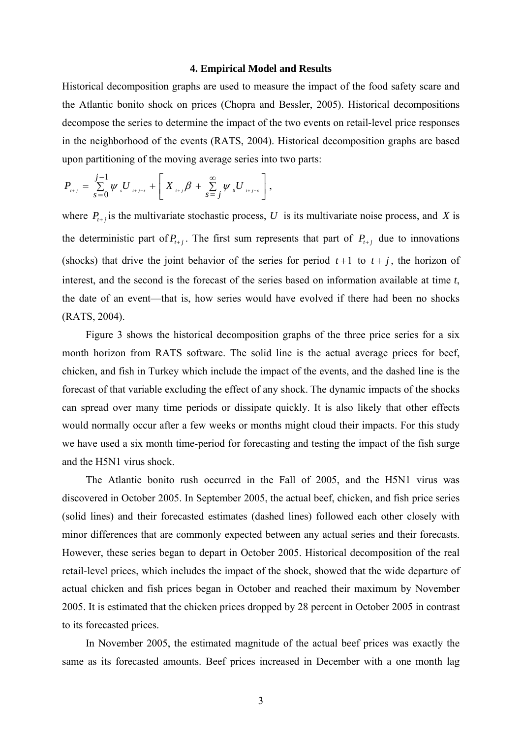### 4. Empirical Model and Results

Historical decomposition graphs are used to measure the impact of the food safety scare and the Atlantic bonito shock on prices (Chopra and Bessler, 2005). Historical decompositions decompose the series to determine the impact of the two events on retail-level price responses in the neighborhood of the events (RATS, 2004). Historical decomposition graphs are based upon partitioning of the moving average series into two parts:

$$P_{t+j} = \sum_{s=0}^{j-1} \psi_s U_{t+j-s} + \left[ X_{t+j}\beta + \sum_{s=j}^{\infty} \psi_s U_{t+j-s} \right],$$

where $P_{t+j}$ is the multivariate stochastic process, $U$ is its multivariate noise process, and $X$ is the deterministic part of $P_{t+j}$. The first sum represents that part of $P_{t+j}$ due to innovations (shocks) that drive the joint behavior of the series for period $t+1$ to $t+j$, the horizon of interest, and the second is the forecast of the series based on information available at time *t*, the date of an event—that is, how series would have evolved if there had been no shocks (RATS, 2004).

Figure 3 shows the historical decomposition graphs of the three price series for a six month horizon from RATS software. The solid line is the actual average prices for beef, chicken, and fish in Turkey which include the impact of the events, and the dashed line is the forecast of that variable excluding the effect of any shock. The dynamic impacts of the shocks can spread over many time periods or dissipate quickly. It is also likely that other effects would normally occur after a few weeks or months might cloud their impacts. For this study we have used a six month time-period for forecasting and testing the impact of the fish surge and the H5N1 virus shock.

The Atlantic bonito rush occurred in the Fall of 2005, and the H5N1 virus was discovered in October 2005. In September 2005, the actual beef, chicken, and fish price series (solid lines) and their forecasted estimates (dashed lines) followed each other closely with minor differences that are commonly expected between any actual series and their forecasts. However, these series began to depart in October 2005. Historical decomposition of the real retail-level prices, which includes the impact of the shock, showed that the wide departure of actual chicken and fish prices began in October and reached their maximum by November 2005. It is estimated that the chicken prices dropped by 28 percent in October 2005 in contrast to its forecasted prices.

In November 2005, the estimated magnitude of the actual beef prices was exactly the same as its forecasted amounts. Beef prices increased in December with a one month lag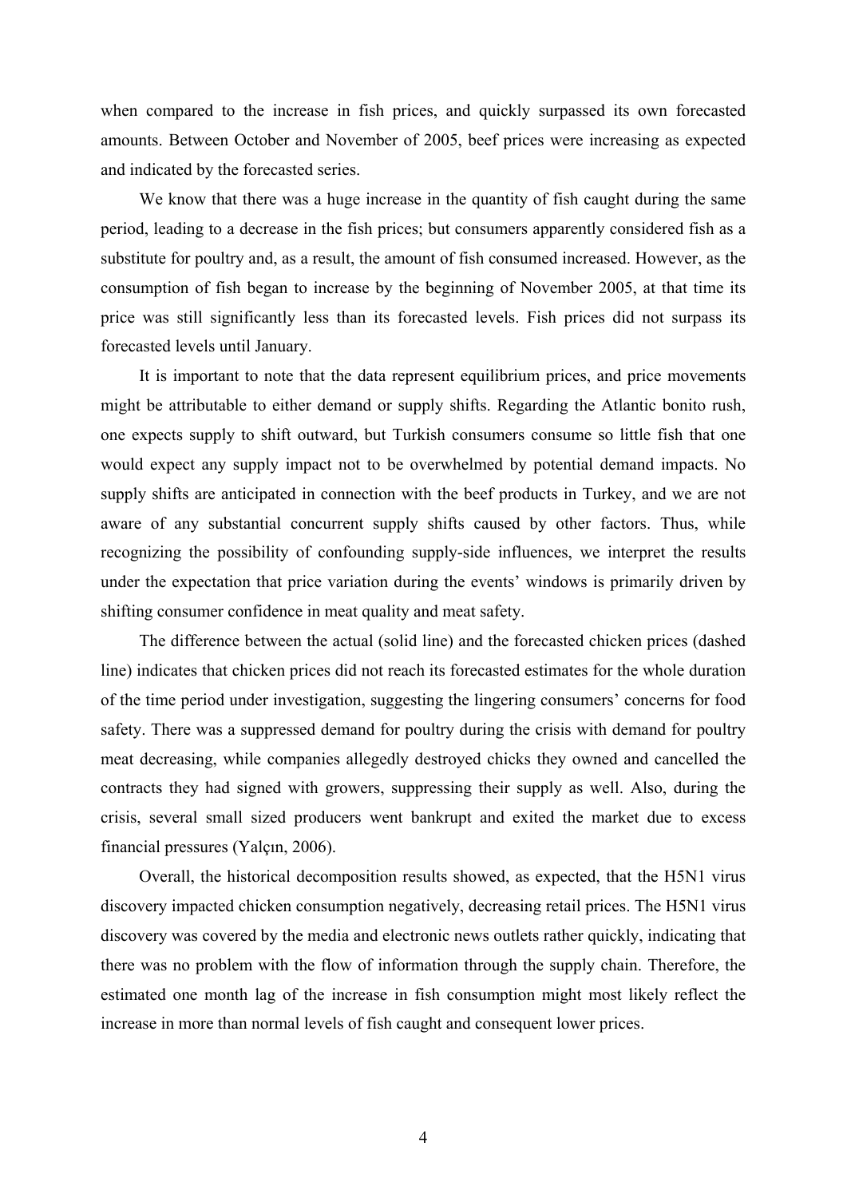when compared to the increase in fish prices, and quickly surpassed its own forecasted amounts. Between October and November of 2005, beef prices were increasing as expected and indicated by the forecasted series.

We know that there was a huge increase in the quantity of fish caught during the same period, leading to a decrease in the fish prices; but consumers apparently considered fish as a substitute for poultry and, as a result, the amount of fish consumed increased. However, as the consumption of fish began to increase by the beginning of November 2005, at that time its price was still significantly less than its forecasted levels. Fish prices did not surpass its forecasted levels until January.

It is important to note that the data represent equilibrium prices, and price movements might be attributable to either demand or supply shifts. Regarding the Atlantic bonito rush, one expects supply to shift outward, but Turkish consumers consume so little fish that one would expect any supply impact not to be overwhelmed by potential demand impacts. No supply shifts are anticipated in connection with the beef products in Turkey, and we are not aware of any substantial concurrent supply shifts caused by other factors. Thus, while recognizing the possibility of confounding supply-side influences, we interpret the results under the expectation that price variation during the events' windows is primarily driven by shifting consumer confidence in meat quality and meat safety.

The difference between the actual (solid line) and the forecasted chicken prices (dashed line) indicates that chicken prices did not reach its forecasted estimates for the whole duration of the time period under investigation, suggesting the lingering consumers' concerns for food safety. There was a suppressed demand for poultry during the crisis with demand for poultry meat decreasing, while companies allegedly destroyed chicks they owned and cancelled the contracts they had signed with growers, suppressing their supply as well. Also, during the crisis, several small sized producers went bankrupt and exited the market due to excess financial pressures (Yalçın, 2006).

Overall, the historical decomposition results showed, as expected, that the H5N1 virus discovery impacted chicken consumption negatively, decreasing retail prices. The H5N1 virus discovery was covered by the media and electronic news outlets rather quickly, indicating that there was no problem with the flow of information through the supply chain. Therefore, the estimated one month lag of the increase in fish consumption might most likely reflect the increase in more than normal levels of fish caught and consequent lower prices.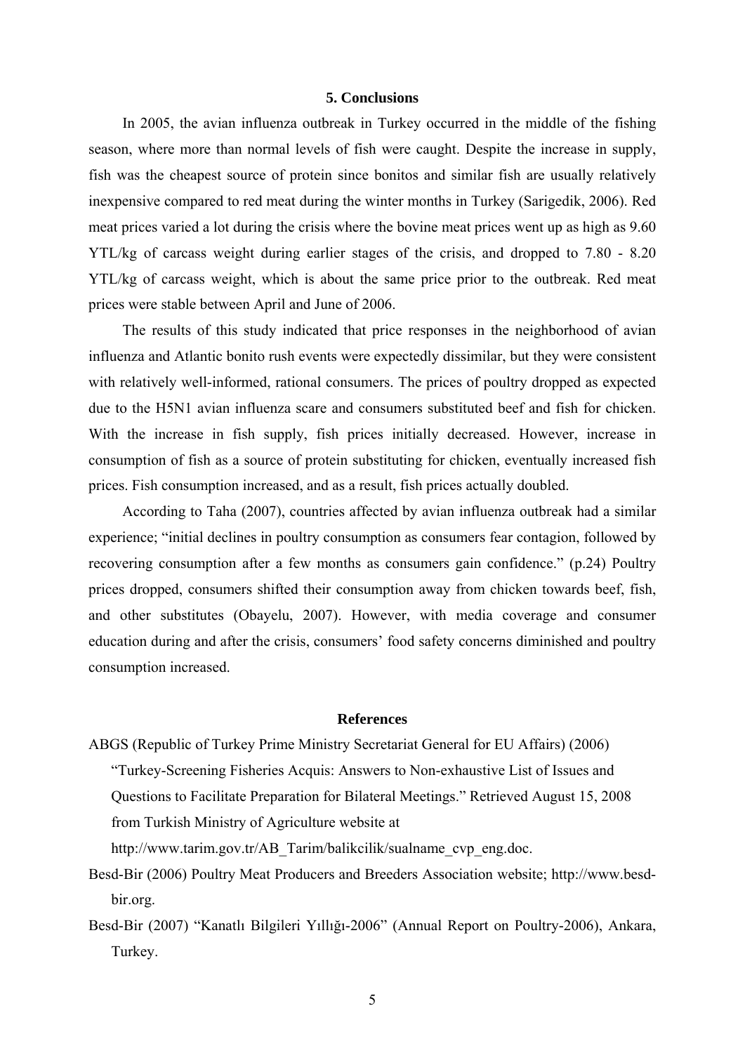## 5. Conclusions

In 2005, the avian influenza outbreak in Turkey occurred in the middle of the fishing season, where more than normal levels of fish were caught. Despite the increase in supply, fish was the cheapest source of protein since bonitos and similar fish are usually relatively inexpensive compared to red meat during the winter months in Turkey (Sarigedik, 2006). Red meat prices varied a lot during the crisis where the bovine meat prices went up as high as 9.60 YTL/kg of carcass weight during earlier stages of the crisis, and dropped to 7.80 - 8.20 YTL/kg of carcass weight, which is about the same price prior to the outbreak. Red meat prices were stable between April and June of 2006.

The results of this study indicated that price responses in the neighborhood of avian influenza and Atlantic bonito rush events were expectedly dissimilar, but they were consistent with relatively well-informed, rational consumers. The prices of poultry dropped as expected due to the H5N1 avian influenza scare and consumers substituted beef and fish for chicken. With the increase in fish supply, fish prices initially decreased. However, increase in consumption of fish as a source of protein substituting for chicken, eventually increased fish prices. Fish consumption increased, and as a result, fish prices actually doubled.

According to Taha (2007), countries affected by avian influenza outbreak had a similar experience; "initial declines in poultry consumption as consumers fear contagion, followed by recovering consumption after a few months as consumers gain confidence." (p.24) Poultry prices dropped, consumers shifted their consumption away from chicken towards beef, fish, and other substitutes (Obayelu, 2007). However, with media coverage and consumer education during and after the crisis, consumers' food safety concerns diminished and poultry consumption increased.

## References

ABGS (Republic of Turkey Prime Ministry Secretariat General for EU Affairs) (2006) "Turkey-Screening Fisheries Acquis: Answers to Non-exhaustive List of Issues and Questions to Facilitate Preparation for Bilateral Meetings." Retrieved August 15, 2008 from Turkish Ministry of Agriculture website at http://www.tarim.gov.tr/AB_Tarim/balikcilik/sualname_cvp_eng.doc.

Besd-Bir (2006) Poultry Meat Producers and Breeders Association website; http://www.besd-bir.org.

Besd-Bir (2007) "Kanatlı Bilgileri Yıllığı-2006" (Annual Report on Poultry-2006), Ankara, Turkey.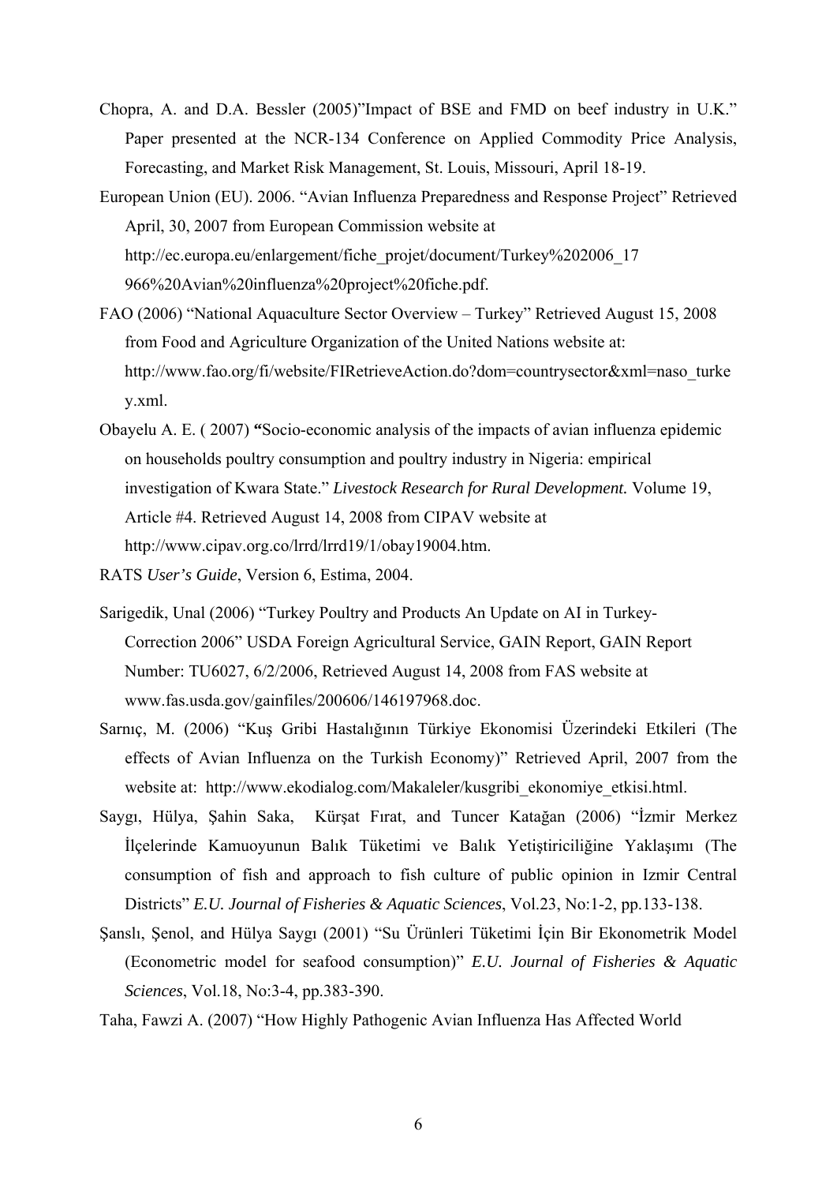Chopra, A. and D.A. Bessler (2005)"Impact of BSE and FMD on beef industry in U.K." Paper presented at the NCR-134 Conference on Applied Commodity Price Analysis, Forecasting, and Market Risk Management, St. Louis, Missouri, April 18-19.

European Union (EU). 2006. "Avian Influenza Preparedness and Response Project" Retrieved April, 30, 2007 from European Commission website at http://ec.europa.eu/enlargement/fiche_projet/document/Turkey%202006_17966%20Avian%20influenza%20project%20fiche.pdf.

FAO (2006) "National Aquaculture Sector Overview – Turkey" Retrieved August 15, 2008 from Food and Agriculture Organization of the United Nations website at: http://www.fao.org/fi/website/FIRetrieveAction.do?dom=countrysector&xml=naso_turkey.xml.

Obayelu A. E. ( 2007) **"**Socio-economic analysis of the impacts of avian influenza epidemic on households poultry consumption and poultry industry in Nigeria: empirical investigation of Kwara State." *Livestock Research for Rural Development.* Volume 19, Article #4. Retrieved August 14, 2008 from CIPAV website at http://www.cipav.org.co/lrrd/lrrd19/1/obay19004.htm.

RATS *User's Guide*, Version 6, Estima, 2004.

Sarigedik, Unal (2006) "Turkey Poultry and Products An Update on AI in Turkey-Correction 2006" USDA Foreign Agricultural Service, GAIN Report, GAIN Report Number: TU6027, 6/2/2006, Retrieved August 14, 2008 from FAS website at www.fas.usda.gov/gainfiles/200606/146197968.doc.

Sarnıç, M. (2006) "Kuş Gribi Hastalığının Türkiye Ekonomisi Üzerindeki Etkileri (The effects of Avian Influenza on the Turkish Economy)" Retrieved April, 2007 from the website at: http://www.ekodialog.com/Makaleler/kusgribi_ekonomiye_etkisi.html.

Saygı, Hülya, Şahin Saka, Kürşat Fırat, and Tuncer Katağan (2006) "İzmir Merkez İlçelerinde Kamuoyunun Balık Tüketimi ve Balık Yetiştiriciliğine Yaklaşımı (The consumption of fish and approach to fish culture of public opinion in Izmir Central Districts" *E.U. Journal of Fisheries & Aquatic Sciences*, Vol.23, No:1-2, pp.133-138.

Şanslı, Şenol, and Hülya Saygı (2001) "Su Ürünleri Tüketimi İçin Bir Ekonometrik Model (Econometric model for seafood consumption)" *E.U. Journal of Fisheries & Aquatic Sciences*, Vol.18, No:3-4, pp.383-390.

Taha, Fawzi A. (2007) "How Highly Pathogenic Avian Influenza Has Affected World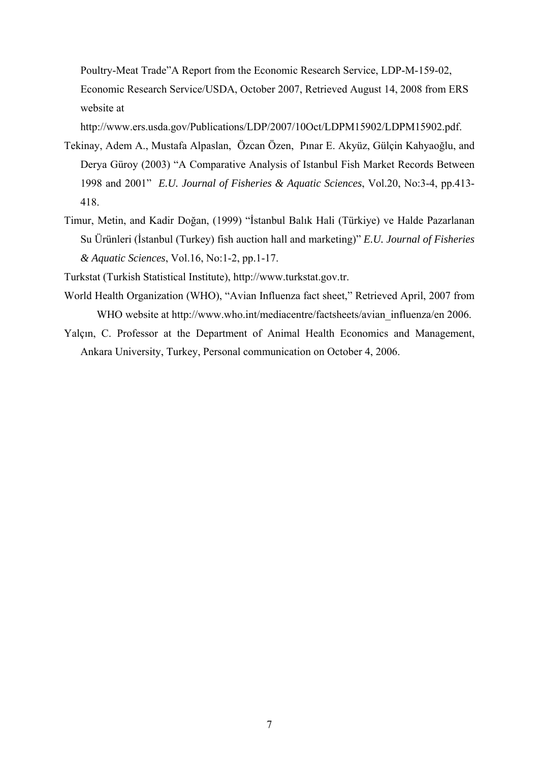Poultry-Meat Trade"A Report from the Economic Research Service, LDP-M-159-02, Economic Research Service/USDA, October 2007, Retrieved August 14, 2008 from ERS website at http://www.ers.usda.gov/Publications/LDP/2007/10Oct/LDPM15902/LDPM15902.pdf.

Tekinay, Adem A., Mustafa Alpaslan, Özcan Özen, Pınar E. Akyüz, Gülçin Kahyaoğlu, and Derya Güroy (2003) "A Comparative Analysis of Istanbul Fish Market Records Between 1998 and 2001" *E.U. Journal of Fisheries & Aquatic Sciences*, Vol.20, No:3-4, pp.413-418.

Timur, Metin, and Kadir Doğan, (1999) "İstanbul Balık Hali (Türkiye) ve Halde Pazarlanan Su Ürünleri (İstanbul (Turkey) fish auction hall and marketing)" *E.U. Journal of Fisheries & Aquatic Sciences*, Vol.16, No:1-2, pp.1-17.

Turkstat (Turkish Statistical Institute), http://www.turkstat.gov.tr.

World Health Organization (WHO), "Avian Influenza fact sheet," Retrieved April, 2007 from WHO website at http://www.who.int/mediacentre/factsheets/avian_influenza/en 2006.

Yalçın, C. Professor at the Department of Animal Health Economics and Management, Ankara University, Turkey, Personal communication on October 4, 2006.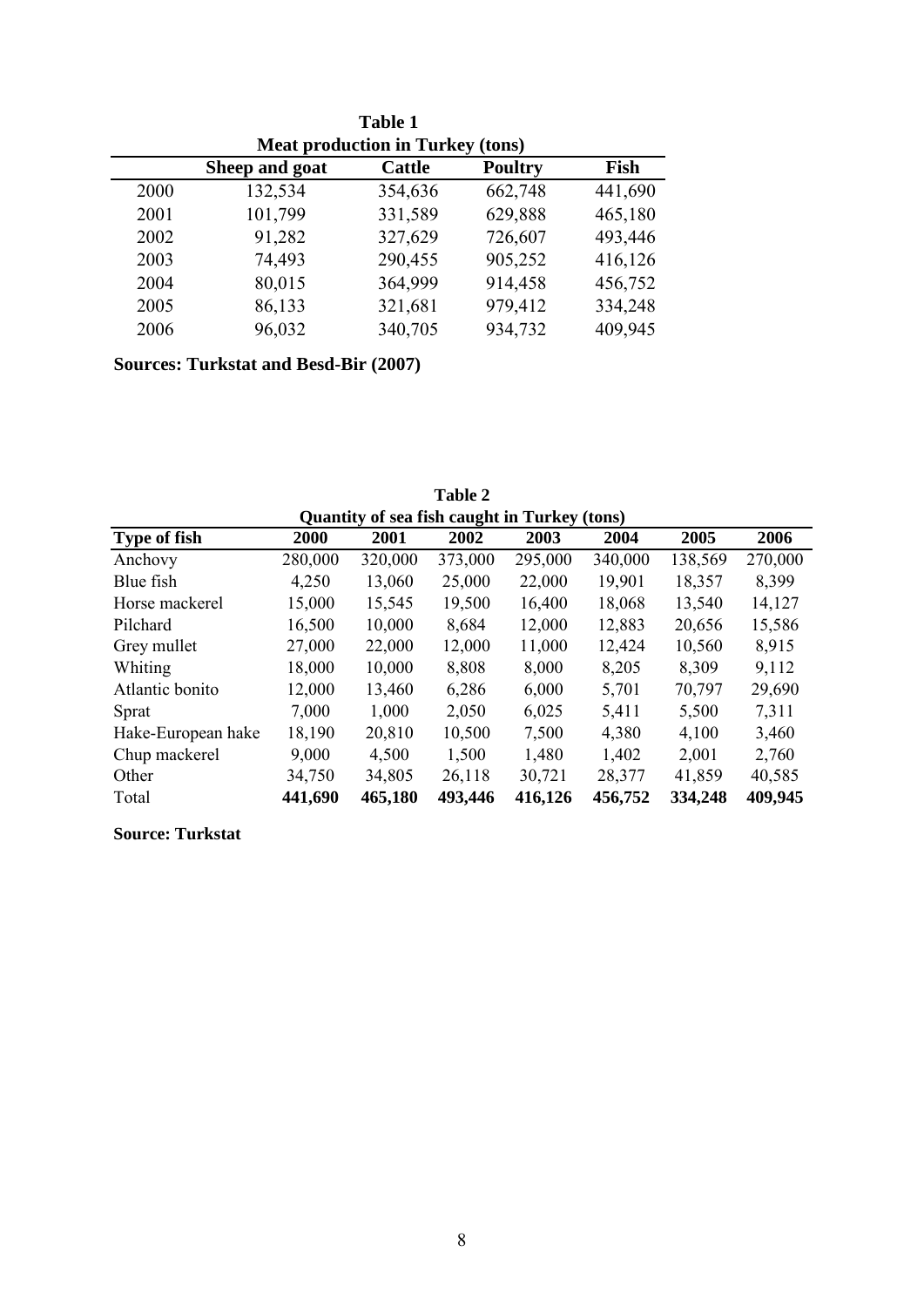**Table 1**
**Meat production in Turkey (tons)**

| | Sheep and goat | Cattle | Poultry | Fish |
|---|---|---|---|---|
| 2000 | 132,534 | 354,636 | 662,748 | 441,690 |
| 2001 | 101,799 | 331,589 | 629,888 | 465,180 |
| 2002 | 91,282 | 327,629 | 726,607 | 493,446 |
| 2003 | 74,493 | 290,455 | 905,252 | 416,126 |
| 2004 | 80,015 | 364,999 | 914,458 | 456,752 |
| 2005 | 86,133 | 321,681 | 979,412 | 334,248 |
| 2006 | 96,032 | 340,705 | 934,732 | 409,945 |

**Sources: Turkstat and Besd-Bir (2007)**

**Table 2**
**Quantity of sea fish caught in Turkey (tons)**

| Type of fish | 2000 | 2001 | 2002 | 2003 | 2004 | 2005 | 2006 |
|---|---|---|---|---|---|---|---|
| Anchovy | 280,000 | 320,000 | 373,000 | 295,000 | 340,000 | 138,569 | 270,000 |
| Blue fish | 4,250 | 13,060 | 25,000 | 22,000 | 19,901 | 18,357 | 8,399 |
| Horse mackerel | 15,000 | 15,545 | 19,500 | 16,400 | 18,068 | 13,540 | 14,127 |
| Pilchard | 16,500 | 10,000 | 8,684 | 12,000 | 12,883 | 20,656 | 15,586 |
| Grey mullet | 27,000 | 22,000 | 12,000 | 11,000 | 12,424 | 10,560 | 8,915 |
| Whiting | 18,000 | 10,000 | 8,808 | 8,000 | 8,205 | 8,309 | 9,112 |
| Atlantic bonito | 12,000 | 13,460 | 6,286 | 6,000 | 5,701 | 70,797 | 29,690 |
| Sprat | 7,000 | 1,000 | 2,050 | 6,025 | 5,411 | 5,500 | 7,311 |
| Hake-European hake | 18,190 | 20,810 | 10,500 | 7,500 | 4,380 | 4,100 | 3,460 |
| Chup mackerel | 9,000 | 4,500 | 1,500 | 1,480 | 1,402 | 2,001 | 2,760 |
| Other | 34,750 | 34,805 | 26,118 | 30,721 | 28,377 | 41,859 | 40,585 |
| Total | **441,690** | **465,180** | **493,446** | **416,126** | **456,752** | **334,248** | **409,945** |

**Source: Turkstat**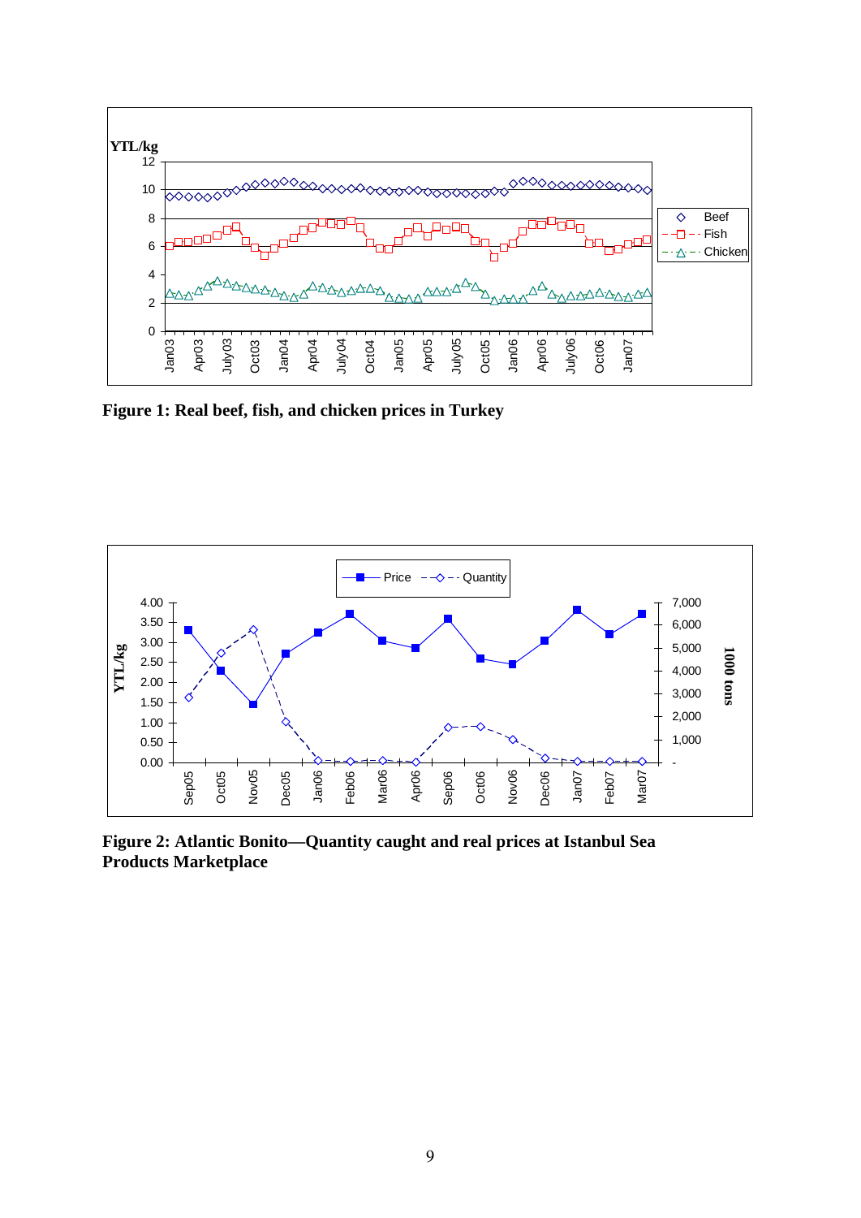YTL/kg

12
10
8
6
4
2
0

Jan03
Apr03
July03
Oct03
Jan04
Apr04
July04
Oct04
Jan05
Apr05
July05
Oct05
Jan06
Apr06
July06
Oct06
Jan07

Beef
Fish
Chicken

**Figure 1: Real beef, fish, and chicken prices in Turkey**

Price
Quantity

YTL/kg

4.00
3.50
3.00
2.50
2.00
1.50
1.00
0.50
0.00

7,000
6,000
5,000
4,000
3,000
2,000
1,000
-

1000 tons

Sep05
Oct05
Nov05
Dec05
Jan06
Feb06
Mar06
Apr06
Sep06
Oct06
Nov06
Dec06
Jan07
Feb07
Mar07

**Figure 2: Atlantic Bonito—Quantity caught and real prices at Istanbul Sea Products Marketplace**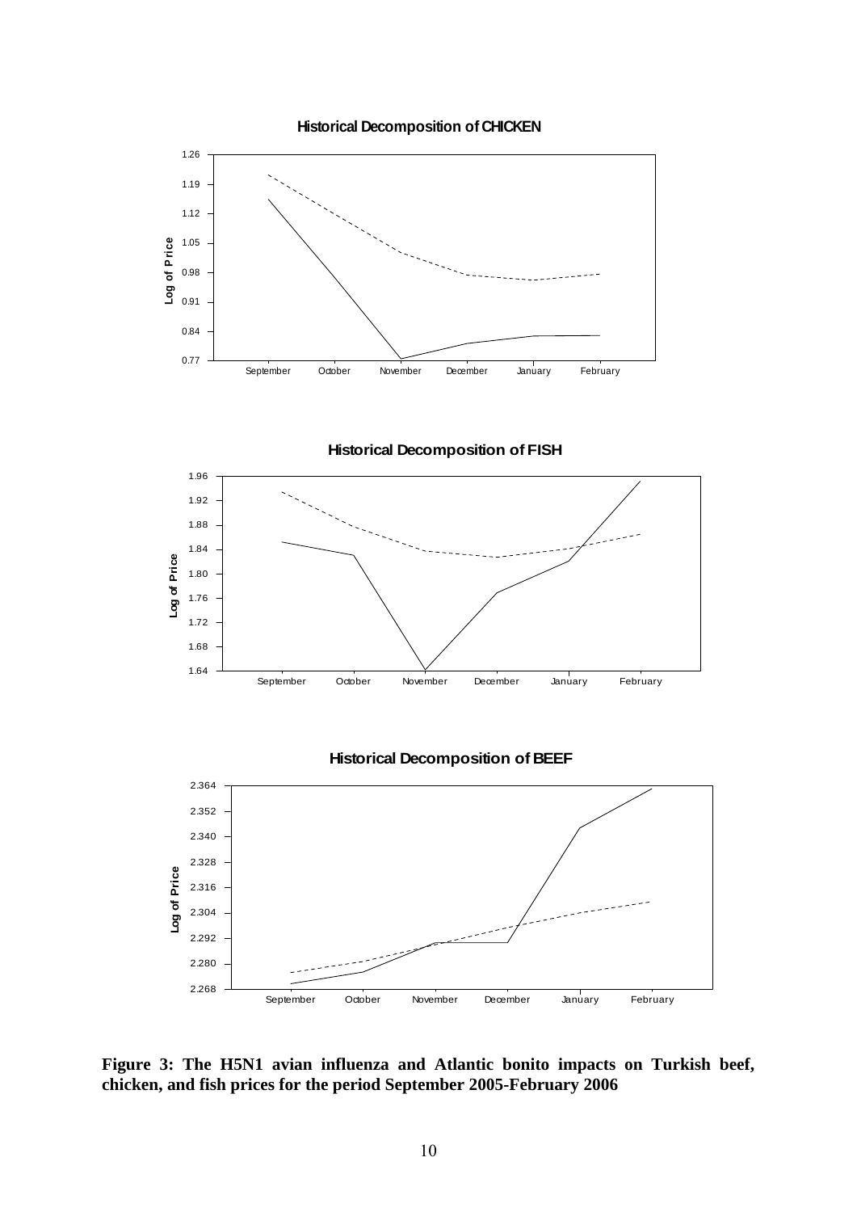Historical Decomposition of CHICKEN

Log of Price

1.26
1.19
1.12
1.05
0.98
0.91
0.84
0.77

September October November December January February

Historical Decomposition of FISH

Log of Price

1.96
1.92
1.88
1.84
1.80
1.76
1.72
1.68
1.64

September October November December January February

Historical Decomposition of BEEF

Log of Price

2.364
2.352
2.340
2.328
2.316
2.304
2.292
2.280
2.268

September October November December January February

**Figure 3: The H5N1 avian influenza and Atlantic bonito impacts on Turkish beef, chicken, and fish prices for the period September 2005-February 2006**